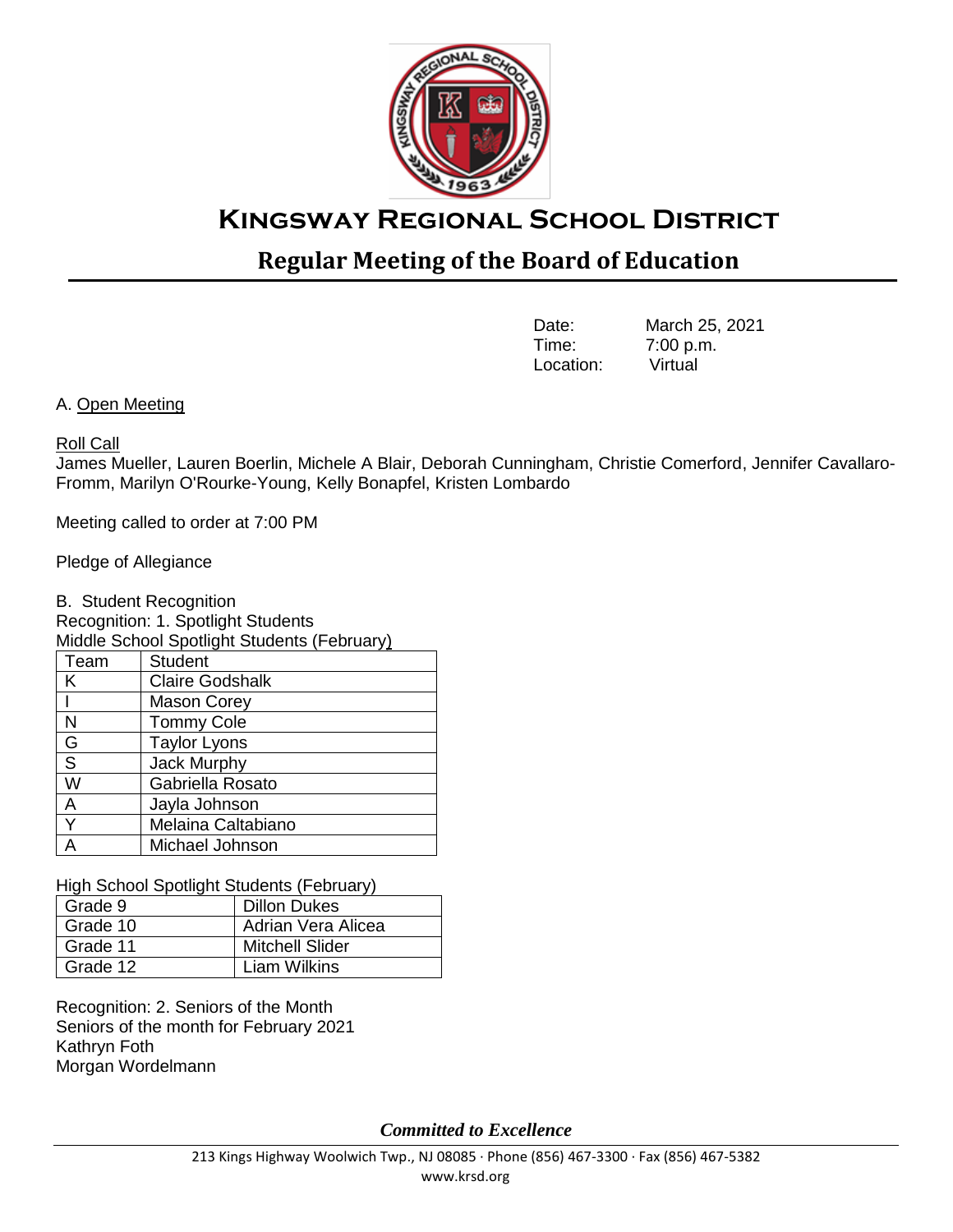# Kingsway Regional School District

## Regular Meeting of the Board of Education

| | |
|---|---|
| Date: | March 25, 2021 |
| Time: | 7:00 p.m. |
| Location: | Virtual |

A. Open Meeting

Roll Call

James Mueller, Lauren Boerlin, Michele A Blair, Deborah Cunningham, Christie Comerford, Jennifer Cavallaro-Fromm, Marilyn O'Rourke-Young, Kelly Bonapfel, Kristen Lombardo

Meeting called to order at 7:00 PM

Pledge of Allegiance

B. Student Recognition

Recognition: 1. Spotlight Students

Middle School Spotlight Students (February)

| Team | Student |
|---|---|
| K | Claire Godshalk |
| I | Mason Corey |
| N | Tommy Cole |
| G | Taylor Lyons |
| S | Jack Murphy |
| W | Gabriella Rosato |
| A | Jayla Johnson |
| Y | Melaina Caltabiano |
| A | Michael Johnson |

High School Spotlight Students (February)

| | |
|---|---|
| Grade 9 | Dillon Dukes |
| Grade 10 | Adrian Vera Alicea |
| Grade 11 | Mitchell Slider |
| Grade 12 | Liam Wilkins |

Recognition: 2. Seniors of the Month

Seniors of the month for February 2021

Kathryn Foth

Morgan Wordelmann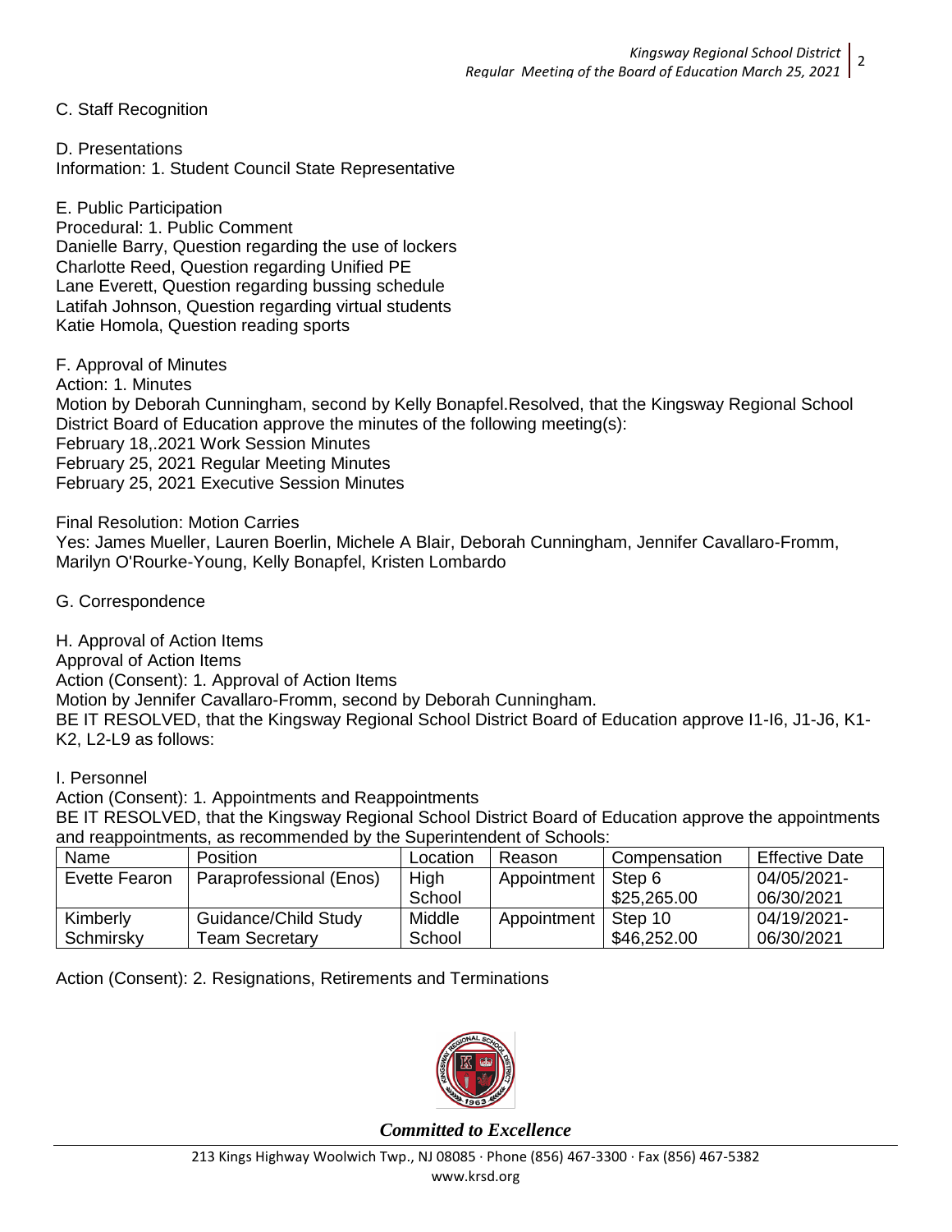C. Staff Recognition

D. Presentations
Information: 1. Student Council State Representative

E. Public Participation
Procedural: 1. Public Comment
Danielle Barry, Question regarding the use of lockers
Charlotte Reed, Question regarding Unified PE
Lane Everett, Question regarding bussing schedule
Latifah Johnson, Question regarding virtual students
Katie Homola, Question reading sports

F. Approval of Minutes
Action: 1. Minutes
Motion by Deborah Cunningham, second by Kelly Bonapfel.Resolved, that the Kingsway Regional School District Board of Education approve the minutes of the following meeting(s):
February 18,.2021 Work Session Minutes
February 25, 2021 Regular Meeting Minutes
February 25, 2021 Executive Session Minutes

Final Resolution: Motion Carries
Yes: James Mueller, Lauren Boerlin, Michele A Blair, Deborah Cunningham, Jennifer Cavallaro-Fromm, Marilyn O'Rourke-Young, Kelly Bonapfel, Kristen Lombardo

G. Correspondence

H. Approval of Action Items
Approval of Action Items
Action (Consent): 1. Approval of Action Items
Motion by Jennifer Cavallaro-Fromm, second by Deborah Cunningham.
BE IT RESOLVED, that the Kingsway Regional School District Board of Education approve I1-I6, J1-J6, K1-K2, L2-L9 as follows:

I. Personnel
Action (Consent): 1. Appointments and Reappointments
BE IT RESOLVED, that the Kingsway Regional School District Board of Education approve the appointments and reappointments, as recommended by the Superintendent of Schools:

| Name | Position | Location | Reason | Compensation | Effective Date |
|---|---|---|---|---|---|
| Evette Fearon | Paraprofessional (Enos) | High School | Appointment | Step 6 $25,265.00 | 04/05/2021-06/30/2021 |
| Kimberly Schmirsky | Guidance/Child Study Team Secretary | Middle School | Appointment | Step 10 $46,252.00 | 04/19/2021-06/30/2021 |

Action (Consent): 2. Resignations, Retirements and Terminations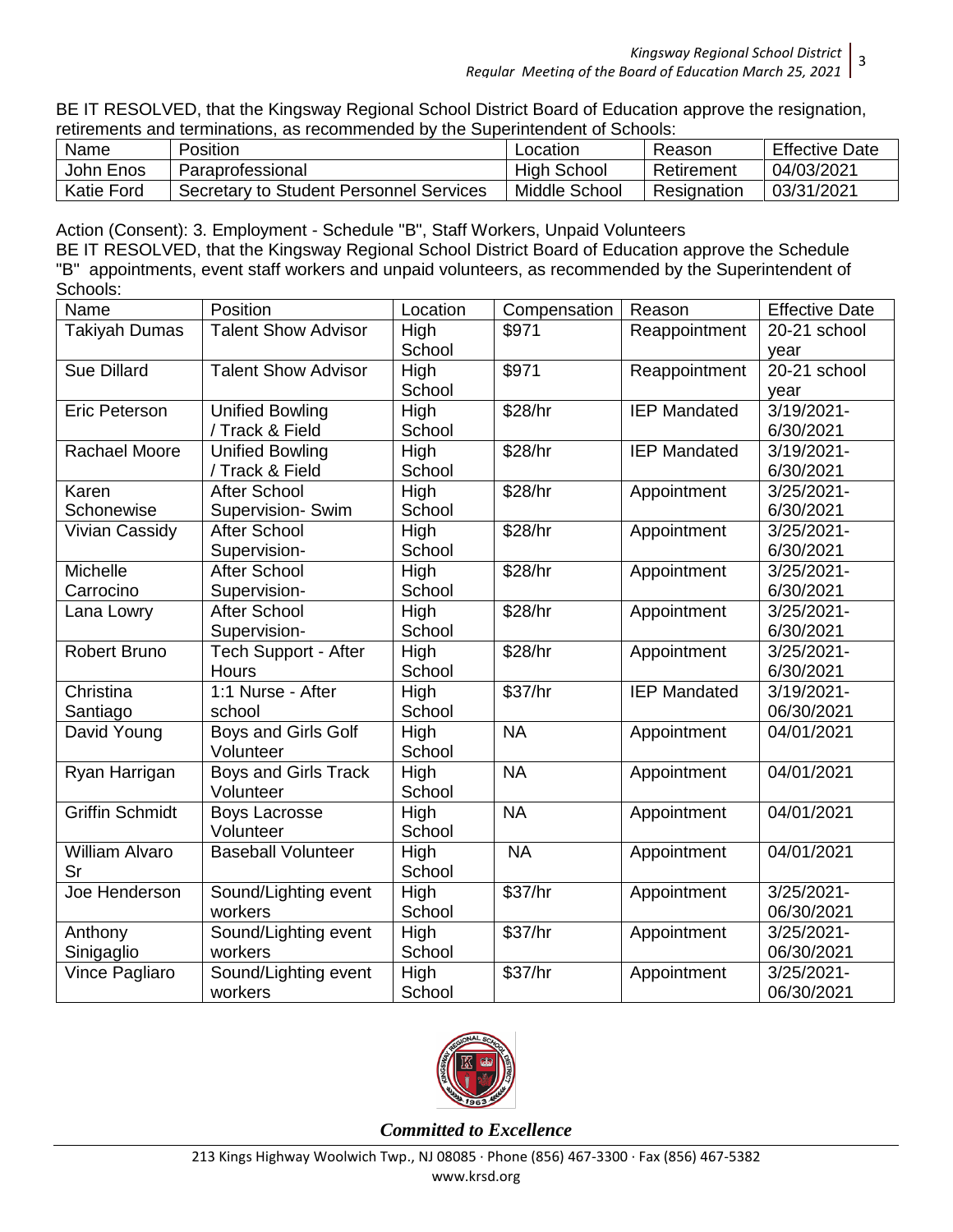BE IT RESOLVED, that the Kingsway Regional School District Board of Education approve the resignation, retirements and terminations, as recommended by the Superintendent of Schools:

| Name | Position | Location | Reason | Effective Date |
|---|---|---|---|---|
| John Enos | Paraprofessional | High School | Retirement | 04/03/2021 |
| Katie Ford | Secretary to Student Personnel Services | Middle School | Resignation | 03/31/2021 |

Action (Consent): 3. Employment - Schedule "B", Staff Workers, Unpaid Volunteers

BE IT RESOLVED, that the Kingsway Regional School District Board of Education approve the Schedule "B" appointments, event staff workers and unpaid volunteers, as recommended by the Superintendent of Schools:

| Name | Position | Location | Compensation | Reason | Effective Date |
|---|---|---|---|---|---|
| Takiyah Dumas | Talent Show Advisor | High School | $971 | Reappointment | 20-21 school year |
| Sue Dillard | Talent Show Advisor | High School | $971 | Reappointment | 20-21 school year |
| Eric Peterson | Unified Bowling / Track & Field | High School | $28/hr | IEP Mandated | 3/19/2021-6/30/2021 |
| Rachael Moore | Unified Bowling / Track & Field | High School | $28/hr | IEP Mandated | 3/19/2021-6/30/2021 |
| Karen Schonewise | After School Supervision- Swim | High School | $28/hr | Appointment | 3/25/2021-6/30/2021 |
| Vivian Cassidy | After School Supervision- | High School | $28/hr | Appointment | 3/25/2021-6/30/2021 |
| Michelle Carrocino | After School Supervision- | High School | $28/hr | Appointment | 3/25/2021-6/30/2021 |
| Lana Lowry | After School Supervision- | High School | $28/hr | Appointment | 3/25/2021-6/30/2021 |
| Robert Bruno | Tech Support - After Hours | High School | $28/hr | Appointment | 3/25/2021-6/30/2021 |
| Christina Santiago | 1:1 Nurse - After school | High School | $37/hr | IEP Mandated | 3/19/2021-06/30/2021 |
| David Young | Boys and Girls Golf Volunteer | High School | NA | Appointment | 04/01/2021 |
| Ryan Harrigan | Boys and Girls Track Volunteer | High School | NA | Appointment | 04/01/2021 |
| Griffin Schmidt | Boys Lacrosse Volunteer | High School | NA | Appointment | 04/01/2021 |
| William Alvaro Sr | Baseball Volunteer | High School | NA | Appointment | 04/01/2021 |
| Joe Henderson | Sound/Lighting event workers | High School | $37/hr | Appointment | 3/25/2021-06/30/2021 |
| Anthony Sinigaglio | Sound/Lighting event workers | High School | $37/hr | Appointment | 3/25/2021-06/30/2021 |
| Vince Pagliaro | Sound/Lighting event workers | High School | $37/hr | Appointment | 3/25/2021-06/30/2021 |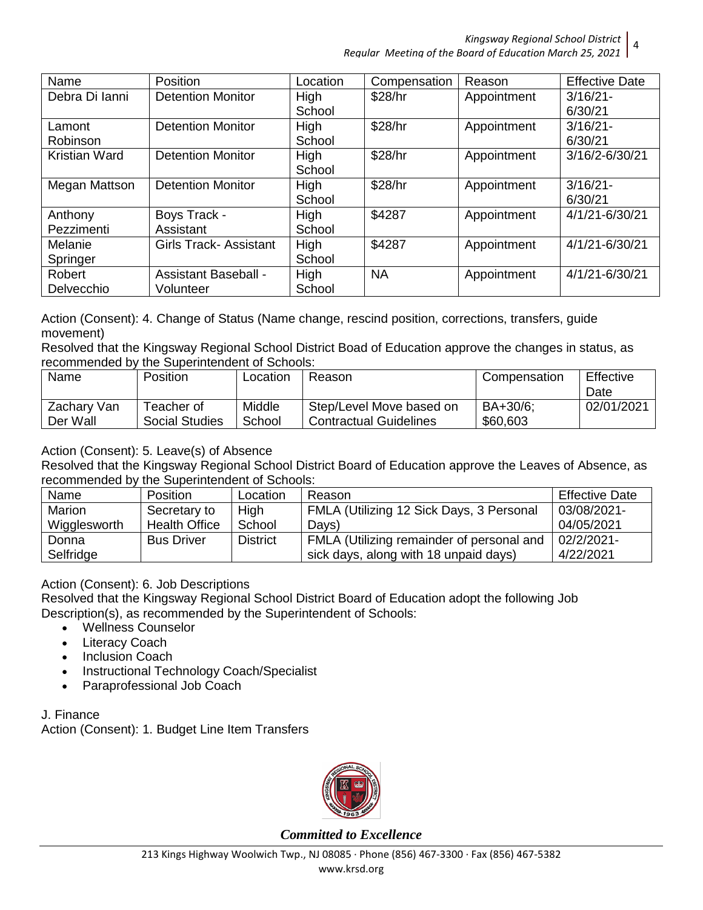| Name | Position | Location | Compensation | Reason | Effective Date |
|---|---|---|---|---|---|
| Debra Di Ianni | Detention Monitor | High School | $28/hr | Appointment | 3/16/21-6/30/21 |
| Lamont Robinson | Detention Monitor | High School | $28/hr | Appointment | 3/16/21-6/30/21 |
| Kristian Ward | Detention Monitor | High School | $28/hr | Appointment | 3/16/2-6/30/21 |
| Megan Mattson | Detention Monitor | High School | $28/hr | Appointment | 3/16/21-6/30/21 |
| Anthony Pezzimenti | Boys Track - Assistant | High School | $4287 | Appointment | 4/1/21-6/30/21 |
| Melanie Springer | Girls Track- Assistant | High School | $4287 | Appointment | 4/1/21-6/30/21 |
| Robert Delvecchio | Assistant Baseball - Volunteer | High School | NA | Appointment | 4/1/21-6/30/21 |

Action (Consent): 4. Change of Status (Name change, rescind position, corrections, transfers, guide movement)

Resolved that the Kingsway Regional School District Boad of Education approve the changes in status, as recommended by the Superintendent of Schools:

| Name | Position | Location | Reason | Compensation | Effective Date |
|---|---|---|---|---|---|
| Zachary Van Der Wall | Teacher of Social Studies | Middle School | Step/Level Move based on Contractual Guidelines | BA+30/6; $60,603 | 02/01/2021 |

Action (Consent): 5. Leave(s) of Absence

Resolved that the Kingsway Regional School District Board of Education approve the Leaves of Absence, as recommended by the Superintendent of Schools:

| Name | Position | Location | Reason | Effective Date |
|---|---|---|---|---|
| Marion Wigglesworth | Secretary to Health Office | High School | FMLA (Utilizing 12 Sick Days, 3 Personal Days) | 03/08/2021-04/05/2021 |
| Donna Selfridge | Bus Driver | District | FMLA (Utilizing remainder of personal and sick days, along with 18 unpaid days) | 02/2/2021-4/22/2021 |

Action (Consent): 6. Job Descriptions

Resolved that the Kingsway Regional School District Board of Education adopt the following Job Description(s), as recommended by the Superintendent of Schools:

- Wellness Counselor
- Literacy Coach
- Inclusion Coach
- Instructional Technology Coach/Specialist
- Paraprofessional Job Coach

J. Finance

Action (Consent): 1. Budget Line Item Transfers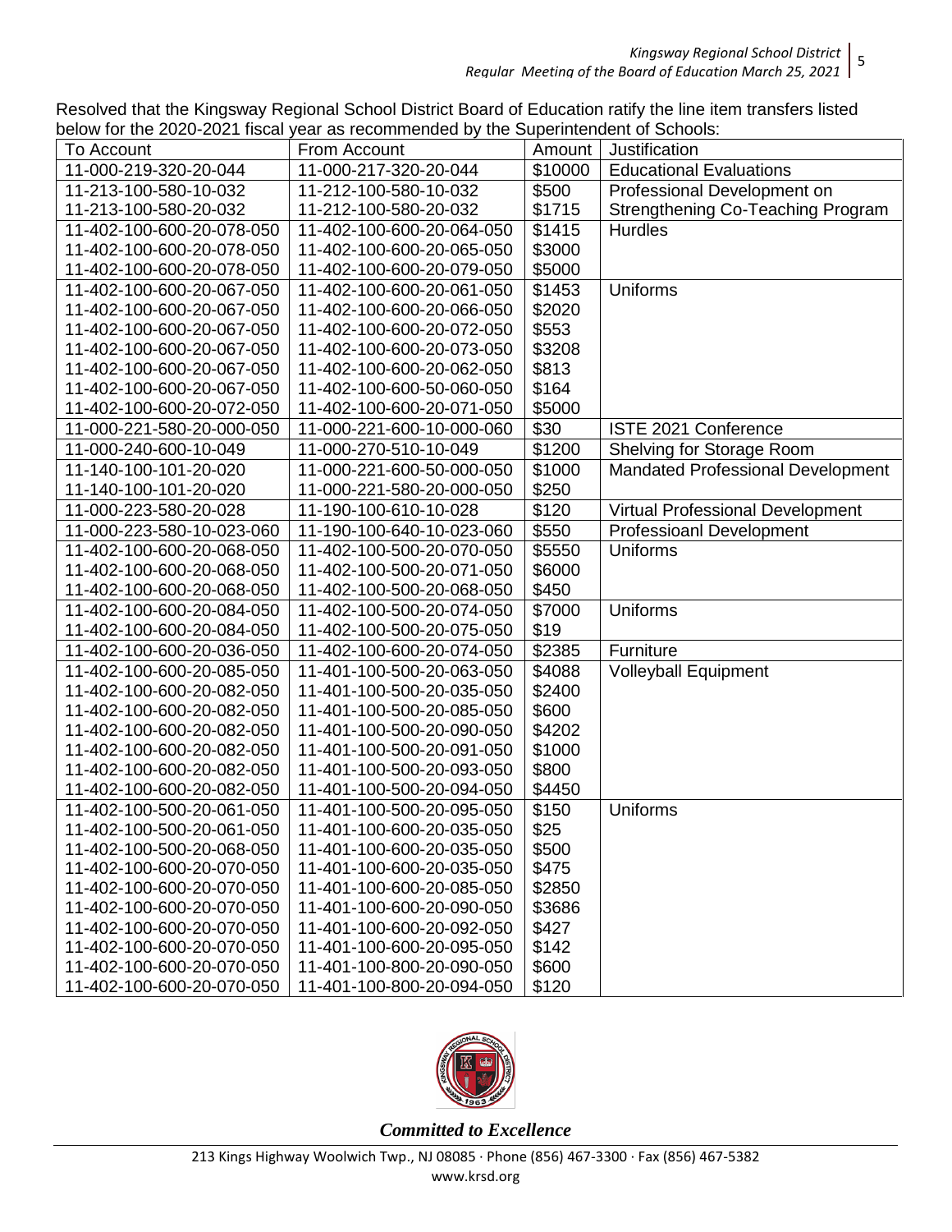Resolved that the Kingsway Regional School District Board of Education ratify the line item transfers listed below for the 2020-2021 fiscal year as recommended by the Superintendent of Schools:

| To Account | From Account | Amount | Justification |
|---|---|---|---|
| 11-000-219-320-20-044 | 11-000-217-320-20-044 | $10000 | Educational Evaluations |
| 11-213-100-580-10-032 | 11-212-100-580-10-032 | $500 | Professional Development on |
| 11-213-100-580-20-032 | 11-212-100-580-20-032 | $1715 | Strengthening Co-Teaching Program |
| 11-402-100-600-20-078-050 | 11-402-100-600-20-064-050 | $1415 | Hurdles |
| 11-402-100-600-20-078-050 | 11-402-100-600-20-065-050 | $3000 | |
| 11-402-100-600-20-078-050 | 11-402-100-600-20-079-050 | $5000 | |
| 11-402-100-600-20-067-050 | 11-402-100-600-20-061-050 | $1453 | Uniforms |
| 11-402-100-600-20-067-050 | 11-402-100-600-20-066-050 | $2020 | |
| 11-402-100-600-20-067-050 | 11-402-100-600-20-072-050 | $553 | |
| 11-402-100-600-20-067-050 | 11-402-100-600-20-073-050 | $3208 | |
| 11-402-100-600-20-067-050 | 11-402-100-600-20-062-050 | $813 | |
| 11-402-100-600-20-067-050 | 11-402-100-600-50-060-050 | $164 | |
| 11-402-100-600-20-072-050 | 11-402-100-600-20-071-050 | $5000 | |
| 11-000-221-580-20-000-050 | 11-000-221-600-10-000-060 | $30 | ISTE 2021 Conference |
| 11-000-240-600-10-049 | 11-000-270-510-10-049 | $1200 | Shelving for Storage Room |
| 11-140-100-101-20-020 | 11-000-221-600-50-000-050 | $1000 | Mandated Professional Development |
| 11-140-100-101-20-020 | 11-000-221-580-20-000-050 | $250 | |
| 11-000-223-580-20-028 | 11-190-100-610-10-028 | $120 | Virtual Professional Development |
| 11-000-223-580-10-023-060 | 11-190-100-640-10-023-060 | $550 | Professioanl Development |
| 11-402-100-600-20-068-050 | 11-402-100-500-20-070-050 | $5550 | Uniforms |
| 11-402-100-600-20-068-050 | 11-402-100-500-20-071-050 | $6000 | |
| 11-402-100-600-20-068-050 | 11-402-100-500-20-068-050 | $450 | |
| 11-402-100-600-20-084-050 | 11-402-100-500-20-074-050 | $7000 | Uniforms |
| 11-402-100-600-20-084-050 | 11-402-100-500-20-075-050 | $19 | |
| 11-402-100-600-20-036-050 | 11-402-100-600-20-074-050 | $2385 | Furniture |
| 11-402-100-600-20-085-050 | 11-401-100-500-20-063-050 | $4088 | Volleyball Equipment |
| 11-402-100-600-20-082-050 | 11-401-100-500-20-035-050 | $2400 | |
| 11-402-100-600-20-082-050 | 11-401-100-500-20-085-050 | $600 | |
| 11-402-100-600-20-082-050 | 11-401-100-500-20-090-050 | $4202 | |
| 11-402-100-600-20-082-050 | 11-401-100-500-20-091-050 | $1000 | |
| 11-402-100-600-20-082-050 | 11-401-100-500-20-093-050 | $800 | |
| 11-402-100-600-20-082-050 | 11-401-100-500-20-094-050 | $4450 | |
| 11-402-100-500-20-061-050 | 11-401-100-500-20-095-050 | $150 | Uniforms |
| 11-402-100-500-20-061-050 | 11-401-100-600-20-035-050 | $25 | |
| 11-402-100-500-20-068-050 | 11-401-100-600-20-035-050 | $500 | |
| 11-402-100-600-20-070-050 | 11-401-100-600-20-035-050 | $475 | |
| 11-402-100-600-20-070-050 | 11-401-100-600-20-085-050 | $2850 | |
| 11-402-100-600-20-070-050 | 11-401-100-600-20-090-050 | $3686 | |
| 11-402-100-600-20-070-050 | 11-401-100-600-20-092-050 | $427 | |
| 11-402-100-600-20-070-050 | 11-401-100-600-20-095-050 | $142 | |
| 11-402-100-600-20-070-050 | 11-401-100-800-20-090-050 | $600 | |
| 11-402-100-600-20-070-050 | 11-401-100-800-20-094-050 | $120 | |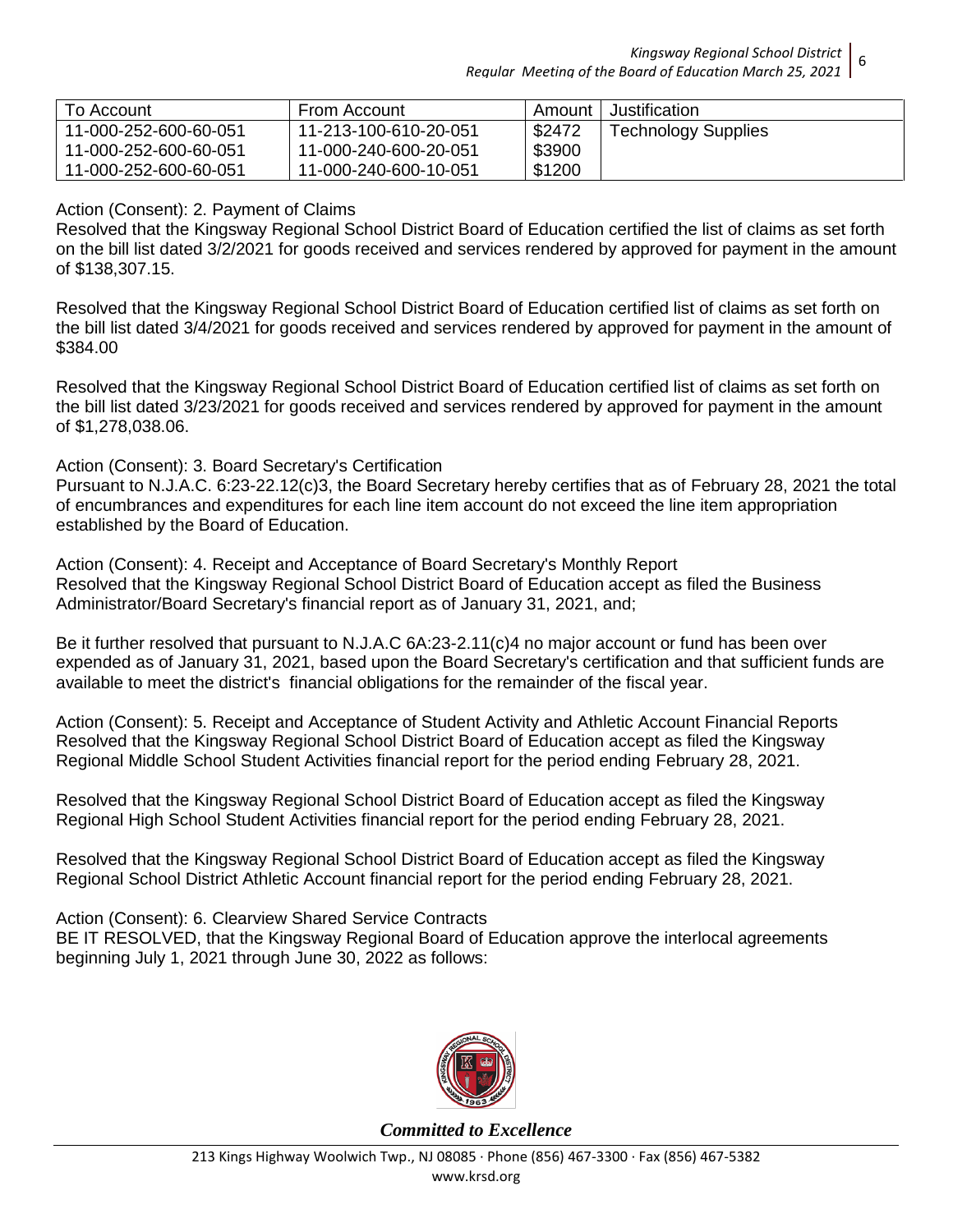| To Account | From Account | Amount | Justification |
|---|---|---|---|
| 11-000-252-600-60-051 | 11-213-100-610-20-051 | $2472 | Technology Supplies |
| 11-000-252-600-60-051 | 11-000-240-600-20-051 | $3900 | |
| 11-000-252-600-60-051 | 11-000-240-600-10-051 | $1200 | |

Action (Consent): 2. Payment of Claims
Resolved that the Kingsway Regional School District Board of Education certified the list of claims as set forth on the bill list dated 3/2/2021 for goods received and services rendered by approved for payment in the amount of $138,307.15.

Resolved that the Kingsway Regional School District Board of Education certified list of claims as set forth on the bill list dated 3/4/2021 for goods received and services rendered by approved for payment in the amount of $384.00

Resolved that the Kingsway Regional School District Board of Education certified list of claims as set forth on the bill list dated 3/23/2021 for goods received and services rendered by approved for payment in the amount of $1,278,038.06.

Action (Consent): 3. Board Secretary's Certification
Pursuant to N.J.A.C. 6:23-22.12(c)3, the Board Secretary hereby certifies that as of February 28, 2021 the total of encumbrances and expenditures for each line item account do not exceed the line item appropriation established by the Board of Education.

Action (Consent): 4. Receipt and Acceptance of Board Secretary's Monthly Report
Resolved that the Kingsway Regional School District Board of Education accept as filed the Business Administrator/Board Secretary's financial report as of January 31, 2021, and;

Be it further resolved that pursuant to N.J.A.C 6A:23-2.11(c)4 no major account or fund has been over expended as of January 31, 2021, based upon the Board Secretary's certification and that sufficient funds are available to meet the district's financial obligations for the remainder of the fiscal year.

Action (Consent): 5. Receipt and Acceptance of Student Activity and Athletic Account Financial Reports
Resolved that the Kingsway Regional School District Board of Education accept as filed the Kingsway Regional Middle School Student Activities financial report for the period ending February 28, 2021.

Resolved that the Kingsway Regional School District Board of Education accept as filed the Kingsway Regional High School Student Activities financial report for the period ending February 28, 2021.

Resolved that the Kingsway Regional School District Board of Education accept as filed the Kingsway Regional School District Athletic Account financial report for the period ending February 28, 2021.

Action (Consent): 6. Clearview Shared Service Contracts
BE IT RESOLVED, that the Kingsway Regional Board of Education approve the interlocal agreements beginning July 1, 2021 through June 30, 2022 as follows: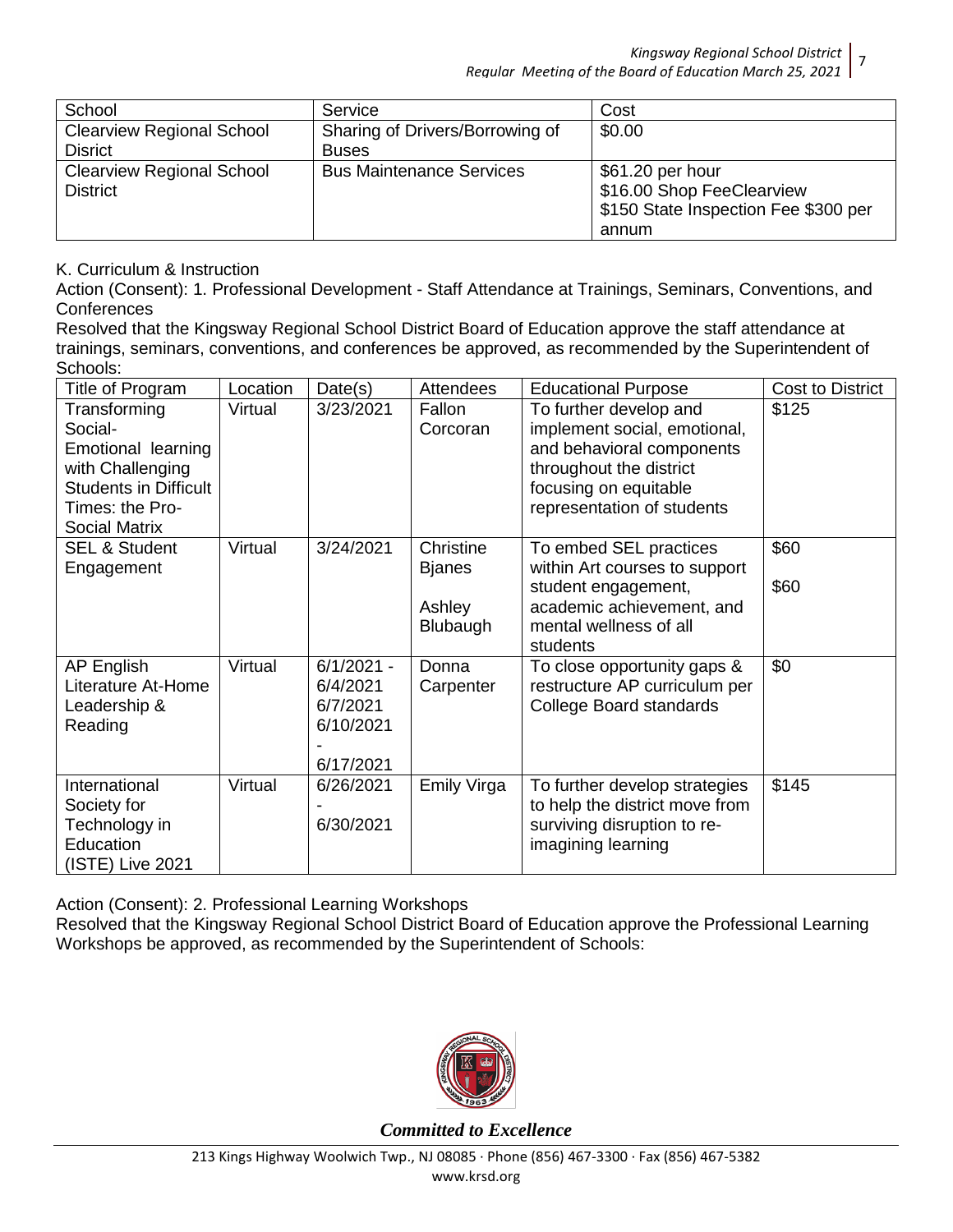| School | Service | Cost |
|---|---|---|
| Clearview Regional School Disrict | Sharing of Drivers/Borrowing of Buses | $0.00 |
| Clearview Regional School District | Bus Maintenance Services | $61.20 per hour<br>$16.00 Shop FeeClearview<br>$150 State Inspection Fee $300 per annum |

K. Curriculum & Instruction

Action (Consent): 1. Professional Development - Staff Attendance at Trainings, Seminars, Conventions, and Conferences

Resolved that the Kingsway Regional School District Board of Education approve the staff attendance at trainings, seminars, conventions, and conferences be approved, as recommended by the Superintendent of Schools:

| Title of Program | Location | Date(s) | Attendees | Educational Purpose | Cost to District |
|---|---|---|---|---|---|
| Transforming Social-Emotional learning with Challenging Students in Difficult Times: the Pro-Social Matrix | Virtual | 3/23/2021 | Fallon Corcoran | To further develop and implement social, emotional, and behavioral components throughout the district focusing on equitable representation of students | $125 |
| SEL & Student Engagement | Virtual | 3/24/2021 | Christine Bjanes<br>Ashley Blubaugh | To embed SEL practices within Art courses to support student engagement, academic achievement, and mental wellness of all students | $60<br>$60 |
| AP English Literature At-Home Leadership & Reading | Virtual | 6/1/2021 - 6/4/2021<br>6/7/2021<br>6/10/2021 - 6/17/2021 | Donna Carpenter | To close opportunity gaps & restructure AP curriculum per College Board standards | $0 |
| International Society for Technology in Education (ISTE) Live 2021 | Virtual | 6/26/2021 - 6/30/2021 | Emily Virga | To further develop strategies to help the district move from surviving disruption to re-imagining learning | $145 |

Action (Consent): 2. Professional Learning Workshops

Resolved that the Kingsway Regional School District Board of Education approve the Professional Learning Workshops be approved, as recommended by the Superintendent of Schools: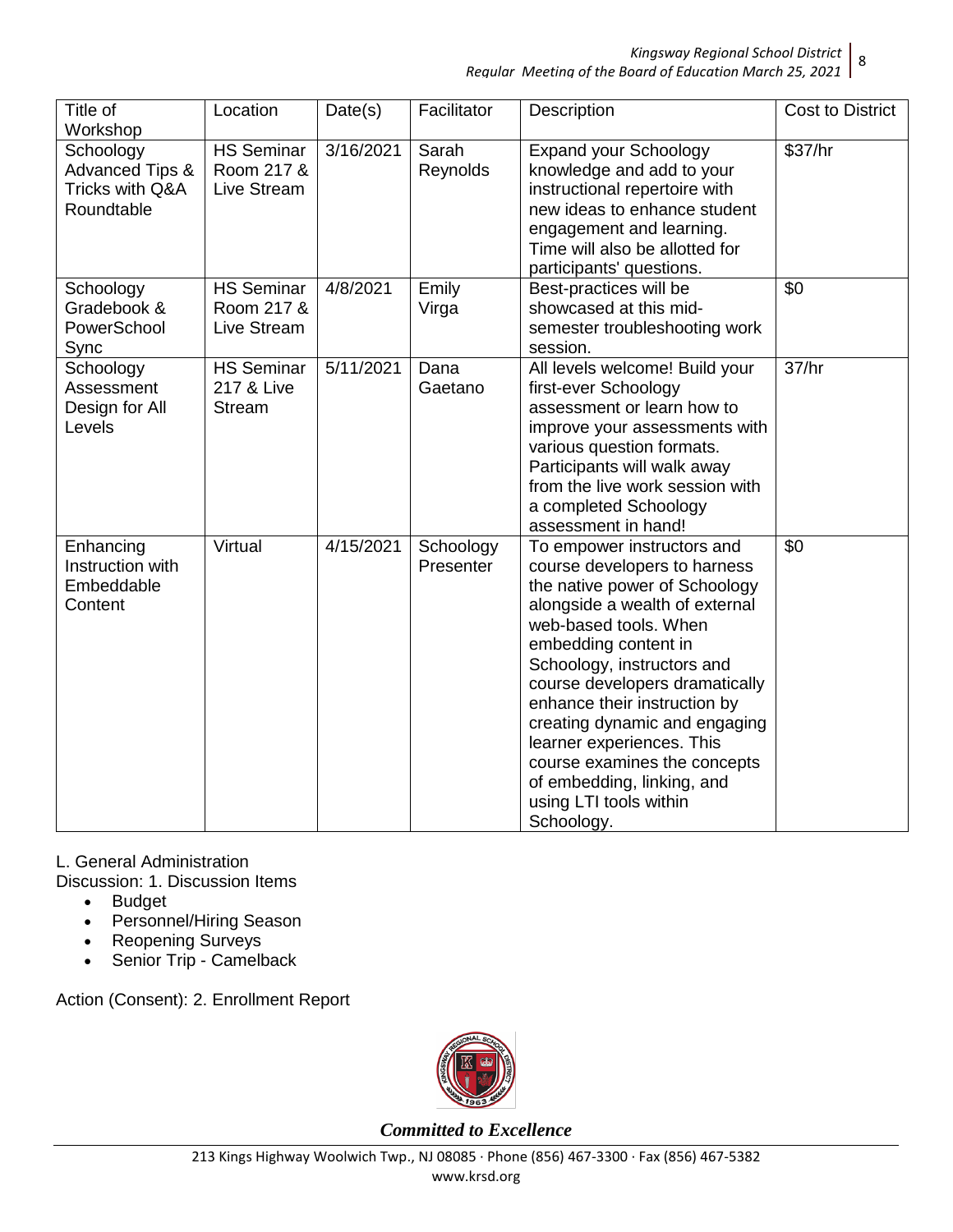| Title of Workshop | Location | Date(s) | Facilitator | Description | Cost to District |
|---|---|---|---|---|---|
| Schoology Advanced Tips & Tricks with Q&A Roundtable | HS Seminar Room 217 & Live Stream | 3/16/2021 | Sarah Reynolds | Expand your Schoology knowledge and add to your instructional repertoire with new ideas to enhance student engagement and learning. Time will also be allotted for participants' questions. | $37/hr |
| Schoology Gradebook & PowerSchool Sync | HS Seminar Room 217 & Live Stream | 4/8/2021 | Emily Virga | Best-practices will be showcased at this mid-semester troubleshooting work session. | $0 |
| Schoology Assessment Design for All Levels | HS Seminar 217 & Live Stream | 5/11/2021 | Dana Gaetano | All levels welcome! Build your first-ever Schoology assessment or learn how to improve your assessments with various question formats. Participants will walk away from the live work session with a completed Schoology assessment in hand! | 37/hr |
| Enhancing Instruction with Embeddable Content | Virtual | 4/15/2021 | Schoology Presenter | To empower instructors and course developers to harness the native power of Schoology alongside a wealth of external web-based tools. When embedding content in Schoology, instructors and course developers dramatically enhance their instruction by creating dynamic and engaging learner experiences. This course examines the concepts of embedding, linking, and using LTI tools within Schoology. | $0 |

L. General Administration

Discussion: 1. Discussion Items

- Budget
- Personnel/Hiring Season
- Reopening Surveys
- Senior Trip - Camelback

Action (Consent): 2. Enrollment Report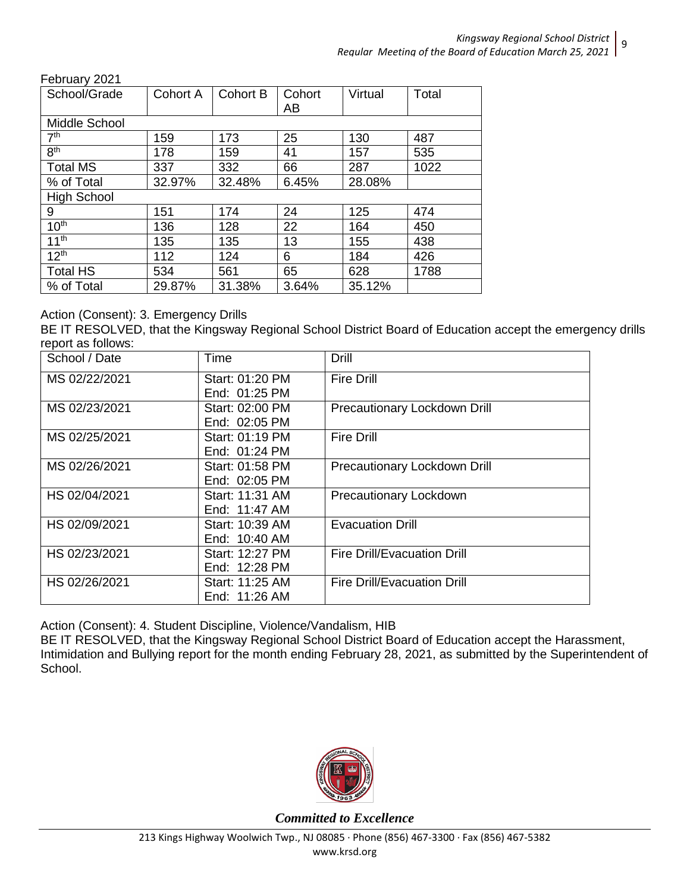February 2021

| School/Grade | Cohort A | Cohort B | Cohort AB | Virtual | Total |
|---|---|---|---|---|---|
| Middle School | | | | | |
| 7th | 159 | 173 | 25 | 130 | 487 |
| 8th | 178 | 159 | 41 | 157 | 535 |
| Total MS | 337 | 332 | 66 | 287 | 1022 |
| % of Total | 32.97% | 32.48% | 6.45% | 28.08% | |
| High School | | | | | |
| 9 | 151 | 174 | 24 | 125 | 474 |
| 10th | 136 | 128 | 22 | 164 | 450 |
| 11th | 135 | 135 | 13 | 155 | 438 |
| 12th | 112 | 124 | 6 | 184 | 426 |
| Total HS | 534 | 561 | 65 | 628 | 1788 |
| % of Total | 29.87% | 31.38% | 3.64% | 35.12% | |

Action (Consent): 3. Emergency Drills

BE IT RESOLVED, that the Kingsway Regional School District Board of Education accept the emergency drills report as follows:

| School / Date | Time | Drill |
|---|---|---|
| MS 02/22/2021 | Start: 01:20 PM<br>End: 01:25 PM | Fire Drill |
| MS 02/23/2021 | Start: 02:00 PM<br>End: 02:05 PM | Precautionary Lockdown Drill |
| MS 02/25/2021 | Start: 01:19 PM<br>End: 01:24 PM | Fire Drill |
| MS 02/26/2021 | Start: 01:58 PM<br>End: 02:05 PM | Precautionary Lockdown Drill |
| HS 02/04/2021 | Start: 11:31 AM<br>End: 11:47 AM | Precautionary Lockdown |
| HS 02/09/2021 | Start: 10:39 AM<br>End: 10:40 AM | Evacuation Drill |
| HS 02/23/2021 | Start: 12:27 PM<br>End: 12:28 PM | Fire Drill/Evacuation Drill |
| HS 02/26/2021 | Start: 11:25 AM<br>End: 11:26 AM | Fire Drill/Evacuation Drill |

Action (Consent): 4. Student Discipline, Violence/Vandalism, HIB

BE IT RESOLVED, that the Kingsway Regional School District Board of Education accept the Harassment, Intimidation and Bullying report for the month ending February 28, 2021, as submitted by the Superintendent of School.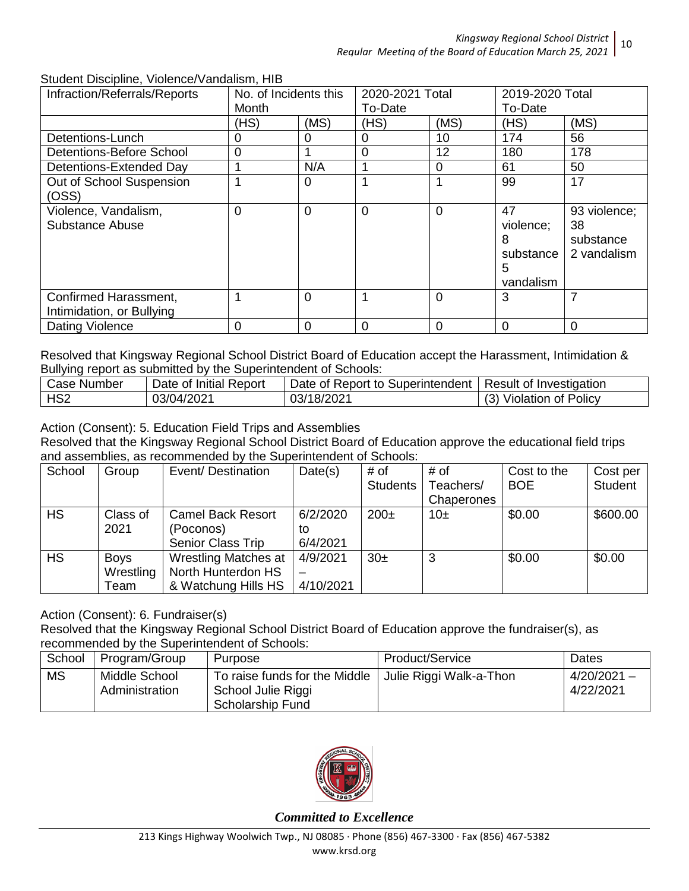Student Discipline, Violence/Vandalism, HIB

| Infraction/Referrals/Reports | No. of Incidents this Month | | 2020-2021 Total To-Date | | 2019-2020 Total To-Date | |
|---|---|---|---|---|---|---|
| | (HS) | (MS) | (HS) | (MS) | (HS) | (MS) |
| Detentions-Lunch | 0 | 0 | 0 | 10 | 174 | 56 |
| Detentions-Before School | 0 | 1 | 0 | 12 | 180 | 178 |
| Detentions-Extended Day | 1 | N/A | 1 | 0 | 61 | 50 |
| Out of School Suspension (OSS) | 1 | 0 | 1 | 1 | 99 | 17 |
| Violence, Vandalism, Substance Abuse | 0 | 0 | 0 | 0 | 47 violence; 8 substance 5 vandalism | 93 violence; 38 substance 2 vandalism |
| Confirmed Harassment, Intimidation, or Bullying | 1 | 0 | 1 | 0 | 3 | 7 |
| Dating Violence | 0 | 0 | 0 | 0 | 0 | 0 |

Resolved that Kingsway Regional School District Board of Education accept the Harassment, Intimidation & Bullying report as submitted by the Superintendent of Schools:

| Case Number | Date of Initial Report | Date of Report to Superintendent | Result of Investigation |
|---|---|---|---|
| HS2 | 03/04/2021 | 03/18/2021 | (3) Violation of Policy |

Action (Consent): 5. Education Field Trips and Assemblies

Resolved that the Kingsway Regional School District Board of Education approve the educational field trips and assemblies, as recommended by the Superintendent of Schools:

| School | Group | Event/ Destination | Date(s) | # of Students | # of Teachers/ Chaperones | Cost to the BOE | Cost per Student |
|---|---|---|---|---|---|---|---|
| HS | Class of 2021 | Camel Back Resort (Poconos) Senior Class Trip | 6/2/2020 to 6/4/2021 | 200± | 10± | $0.00 | $600.00 |
| HS | Boys Wrestling Team | Wrestling Matches at North Hunterdon HS & Watchung Hills HS | 4/9/2021 – 4/10/2021 | 30± | 3 | $0.00 | $0.00 |

Action (Consent): 6. Fundraiser(s)

Resolved that the Kingsway Regional School District Board of Education approve the fundraiser(s), as recommended by the Superintendent of Schools:

| School | Program/Group | Purpose | Product/Service | Dates |
|---|---|---|---|---|
| MS | Middle School Administration | To raise funds for the Middle School Julie Riggi Scholarship Fund | Julie Riggi Walk-a-Thon | 4/20/2021 – 4/22/2021 |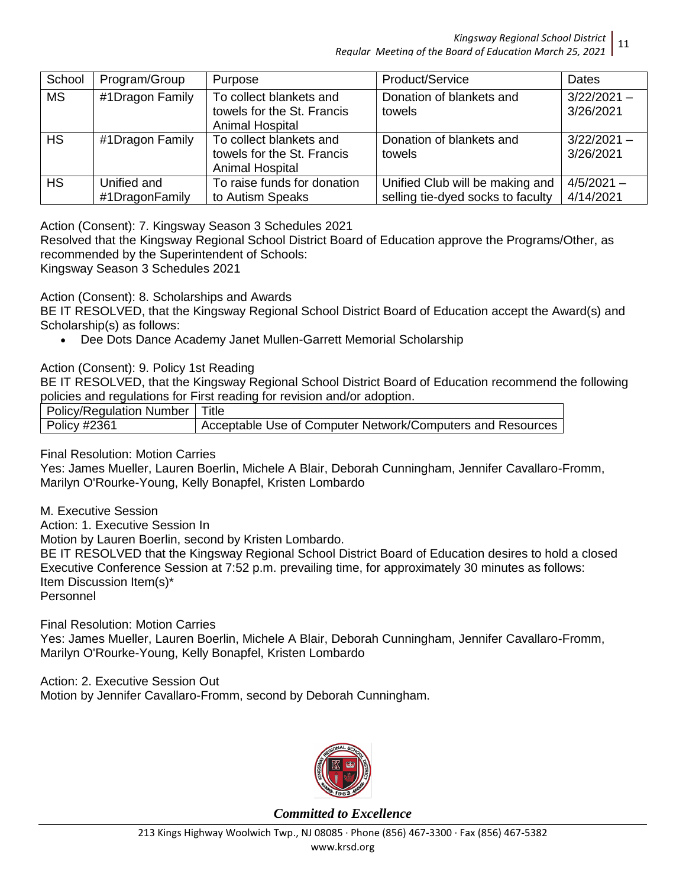| School | Program/Group | Purpose | Product/Service | Dates |
|---|---|---|---|---|
| MS | #1Dragon Family | To collect blankets and towels for the St. Francis Animal Hospital | Donation of blankets and towels | 3/22/2021 – 3/26/2021 |
| HS | #1Dragon Family | To collect blankets and towels for the St. Francis Animal Hospital | Donation of blankets and towels | 3/22/2021 – 3/26/2021 |
| HS | Unified and #1DragonFamily | To raise funds for donation to Autism Speaks | Unified Club will be making and selling tie-dyed socks to faculty | 4/5/2021 – 4/14/2021 |

Action (Consent): 7. Kingsway Season 3 Schedules 2021
Resolved that the Kingsway Regional School District Board of Education approve the Programs/Other, as recommended by the Superintendent of Schools:
Kingsway Season 3 Schedules 2021

Action (Consent): 8. Scholarships and Awards
BE IT RESOLVED, that the Kingsway Regional School District Board of Education accept the Award(s) and Scholarship(s) as follows:

- Dee Dots Dance Academy Janet Mullen-Garrett Memorial Scholarship

Action (Consent): 9. Policy 1st Reading
BE IT RESOLVED, that the Kingsway Regional School District Board of Education recommend the following policies and regulations for First reading for revision and/or adoption.

| Policy/Regulation Number | Title |
|---|---|
| Policy #2361 | Acceptable Use of Computer Network/Computers and Resources |

Final Resolution: Motion Carries
Yes: James Mueller, Lauren Boerlin, Michele A Blair, Deborah Cunningham, Jennifer Cavallaro-Fromm, Marilyn O'Rourke-Young, Kelly Bonapfel, Kristen Lombardo

M. Executive Session
Action: 1. Executive Session In
Motion by Lauren Boerlin, second by Kristen Lombardo.
BE IT RESOLVED that the Kingsway Regional School District Board of Education desires to hold a closed Executive Conference Session at 7:52 p.m. prevailing time, for approximately 30 minutes as follows:
Item Discussion Item(s)*
Personnel

Final Resolution: Motion Carries
Yes: James Mueller, Lauren Boerlin, Michele A Blair, Deborah Cunningham, Jennifer Cavallaro-Fromm, Marilyn O'Rourke-Young, Kelly Bonapfel, Kristen Lombardo

Action: 2. Executive Session Out
Motion by Jennifer Cavallaro-Fromm, second by Deborah Cunningham.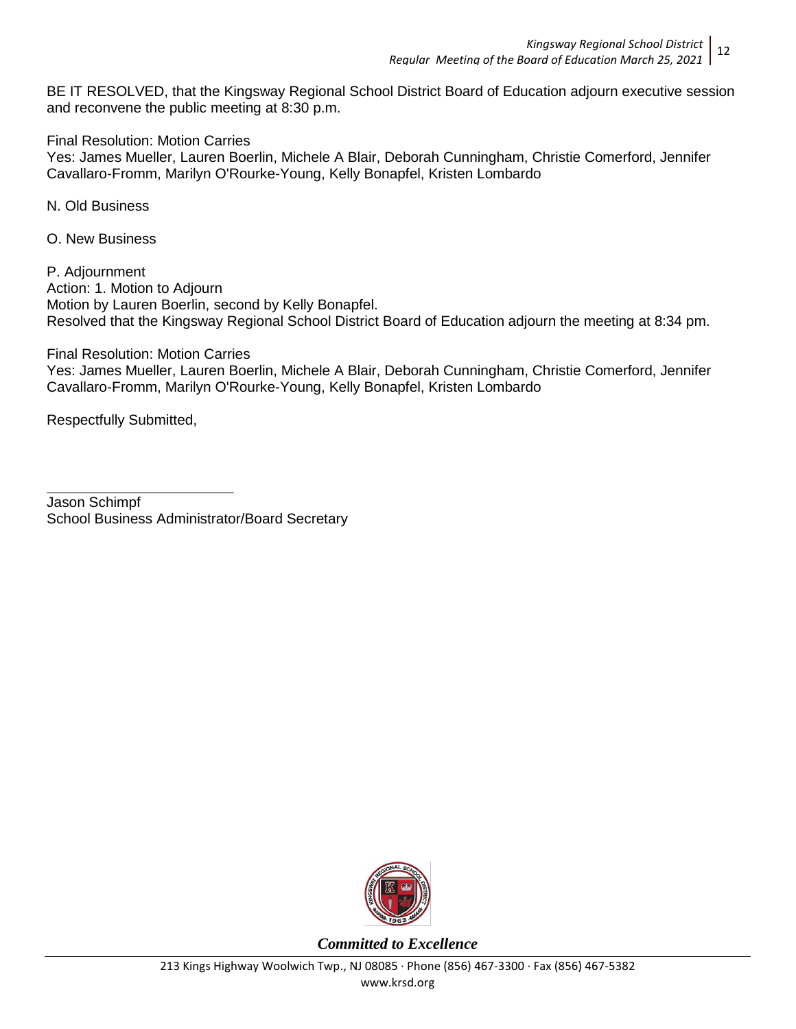BE IT RESOLVED, that the Kingsway Regional School District Board of Education adjourn executive session and reconvene the public meeting at 8:30 p.m.

Final Resolution: Motion Carries
Yes: James Mueller, Lauren Boerlin, Michele A Blair, Deborah Cunningham, Christie Comerford, Jennifer Cavallaro-Fromm, Marilyn O'Rourke-Young, Kelly Bonapfel, Kristen Lombardo

N. Old Business

O. New Business

P. Adjournment
Action: 1. Motion to Adjourn
Motion by Lauren Boerlin, second by Kelly Bonapfel.
Resolved that the Kingsway Regional School District Board of Education adjourn the meeting at 8:34 pm.

Final Resolution: Motion Carries
Yes: James Mueller, Lauren Boerlin, Michele A Blair, Deborah Cunningham, Christie Comerford, Jennifer Cavallaro-Fromm, Marilyn O'Rourke-Young, Kelly Bonapfel, Kristen Lombardo

Respectfully Submitted,

\_\_\_\_\_\_\_\_\_\_\_\_\_\_\_\_\_\_\_\_\_\_\_\_\_\_

Jason Schimpf
School Business Administrator/Board Secretary